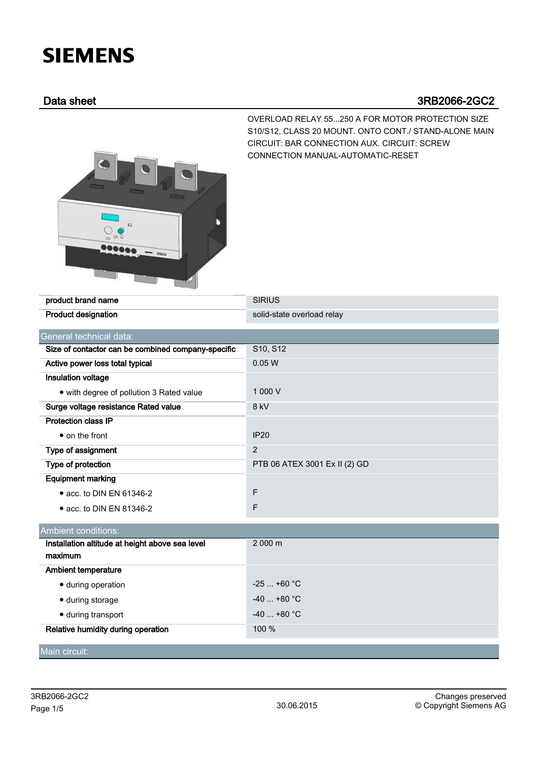# SIEMENS

## Data sheet 3RB2066-2GC2

OVERLOAD RELAY 55...250 A FOR MOTOR PROTECTION SIZE S10/S12, CLASS 20 MOUNT. ONTO CONT./ STAND-ALONE MAIN CIRCUIT: BAR CONNECTION AUX. CIRCUIT: SCREW CONNECTION MANUAL-AUTOMATIC-RESET

| | |
|---|---|
| **product brand name** | SIRIUS |
| **Product designation** | solid-state overload relay |

| General technical data: | |
|---|---|
| **Size of contactor can be combined company-specific** | S10, S12 |
| **Active power loss total typical** | 0.05 W |
| **Insulation voltage** | |
| • with degree of pollution 3 Rated value | 1 000 V |
| **Surge voltage resistance Rated value** | 8 kV |
| **Protection class IP** | |
| • on the front | IP20 |
| **Type of assignment** | 2 |
| **Type of protection** | PTB 06 ATEX 3001 Ex II (2) GD |
| **Equipment marking** | |
| • acc. to DIN EN 61346-2 | F |
| • acc. to DIN EN 81346-2 | F |

| Ambient conditions: | |
|---|---|
| **Installation altitude at height above sea level maximum** | 2 000 m |
| **Ambient temperature** | |
| • during operation | -25 ... +60 °C |
| • during storage | -40 ... +80 °C |
| • during transport | -40 ... +80 °C |
| **Relative humidity during operation** | 100 % |

| Main circuit: | |
|---|---|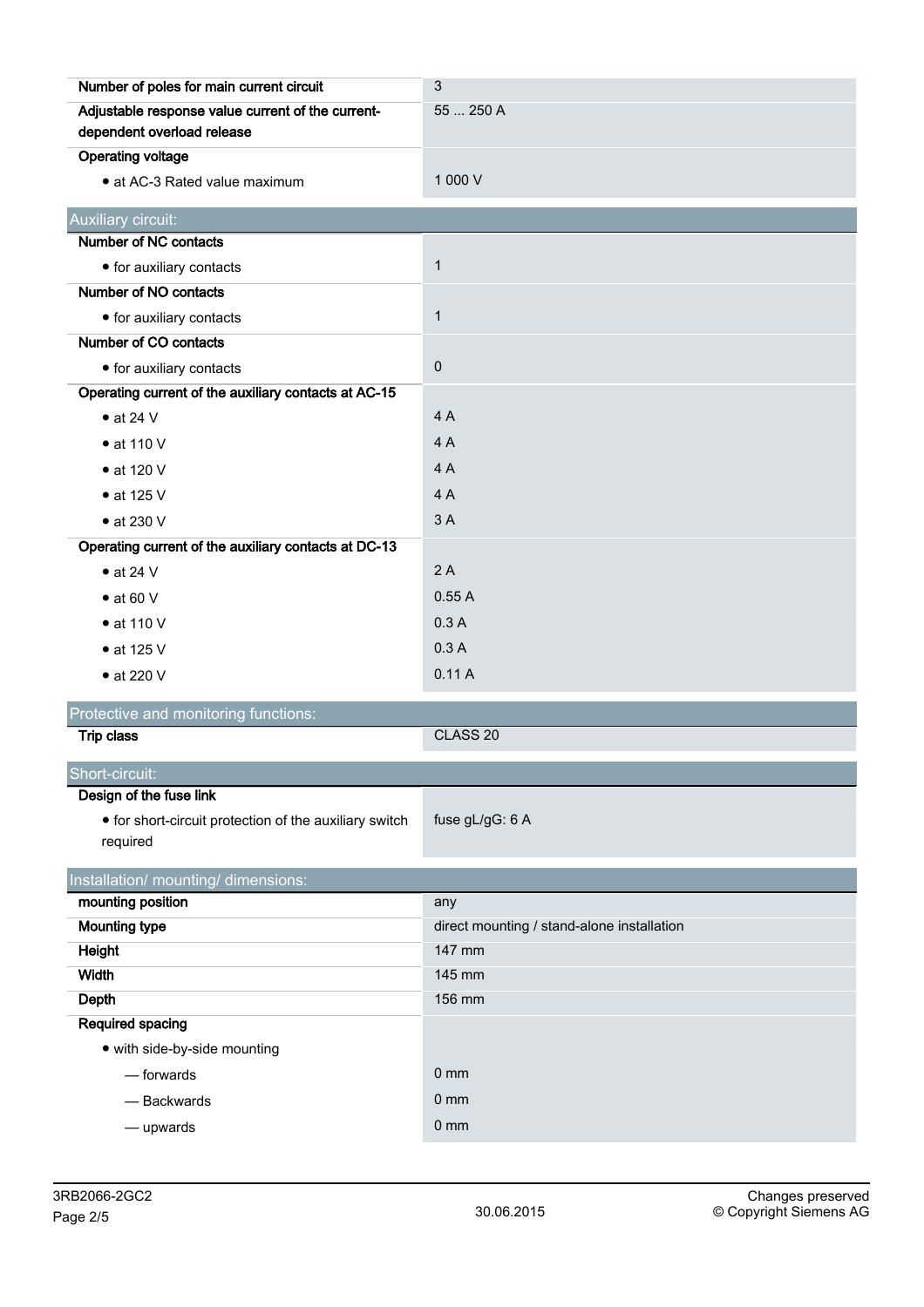| | |
|---|---|
| **Number of poles for main current circuit** | 3 |
| **Adjustable response value current of the current-dependent overload release** | 55 ... 250 A |
| **Operating voltage** | |
| • at AC-3 Rated value maximum | 1 000 V |

| Auxiliary circuit: | |
|---|---|
| **Number of NC contacts** | |
| • for auxiliary contacts | 1 |
| **Number of NO contacts** | |
| • for auxiliary contacts | 1 |
| **Number of CO contacts** | |
| • for auxiliary contacts | 0 |
| **Operating current of the auxiliary contacts at AC-15** | |
| • at 24 V | 4 A |
| • at 110 V | 4 A |
| • at 120 V | 4 A |
| • at 125 V | 4 A |
| • at 230 V | 3 A |
| **Operating current of the auxiliary contacts at DC-13** | |
| • at 24 V | 2 A |
| • at 60 V | 0.55 A |
| • at 110 V | 0.3 A |
| • at 125 V | 0.3 A |
| • at 220 V | 0.11 A |

| Protective and monitoring functions: | |
|---|---|
| **Trip class** | CLASS 20 |

| Short-circuit: | |
|---|---|
| **Design of the fuse link** | |
| • for short-circuit protection of the auxiliary switch required | fuse gL/gG: 6 A |

| Installation/ mounting/ dimensions: | |
|---|---|
| **mounting position** | any |
| **Mounting type** | direct mounting / stand-alone installation |
| **Height** | 147 mm |
| **Width** | 145 mm |
| **Depth** | 156 mm |
| **Required spacing** | |
| • with side-by-side mounting | |
| — forwards | 0 mm |
| — Backwards | 0 mm |
| — upwards | 0 mm |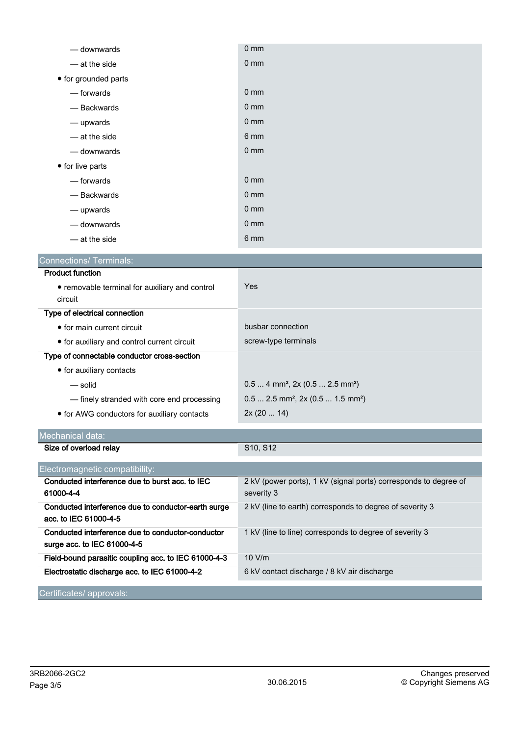| | |
|---|---|
| — downwards | 0 mm |
| — at the side | 0 mm |
| • for grounded parts | |
| — forwards | 0 mm |
| — Backwards | 0 mm |
| — upwards | 0 mm |
| — at the side | 6 mm |
| — downwards | 0 mm |
| • for live parts | |
| — forwards | 0 mm |
| — Backwards | 0 mm |
| — upwards | 0 mm |
| — downwards | 0 mm |
| — at the side | 6 mm |

## Connections/ Terminals:

| | |
|---|---|
| **Product function** | |
| • removable terminal for auxiliary and control circuit | Yes |
| **Type of electrical connection** | |
| • for main current circuit | busbar connection |
| • for auxiliary and control current circuit | screw-type terminals |
| **Type of connectable conductor cross-section** | |
| • for auxiliary contacts | |
| — solid | 0.5 ... 4 mm², 2x (0.5 ... 2.5 mm²) |
| — finely stranded with core end processing | 0.5 ... 2.5 mm², 2x (0.5 ... 1.5 mm²) |
| • for AWG conductors for auxiliary contacts | 2x (20 ... 14) |

## Mechanical data:

| | |
|---|---|
| **Size of overload relay** | S10, S12 |

## Electromagnetic compatibility:

| | |
|---|---|
| **Conducted interference due to burst acc. to IEC 61000-4-4** | 2 kV (power ports), 1 kV (signal ports) corresponds to degree of severity 3 |
| **Conducted interference due to conductor-earth surge acc. to IEC 61000-4-5** | 2 kV (line to earth) corresponds to degree of severity 3 |
| **Conducted interference due to conductor-conductor surge acc. to IEC 61000-4-5** | 1 kV (line to line) corresponds to degree of severity 3 |
| **Field-bound parasitic coupling acc. to IEC 61000-4-3** | 10 V/m |
| **Electrostatic discharge acc. to IEC 61000-4-2** | 6 kV contact discharge / 8 kV air discharge |

## Certificates/ approvals: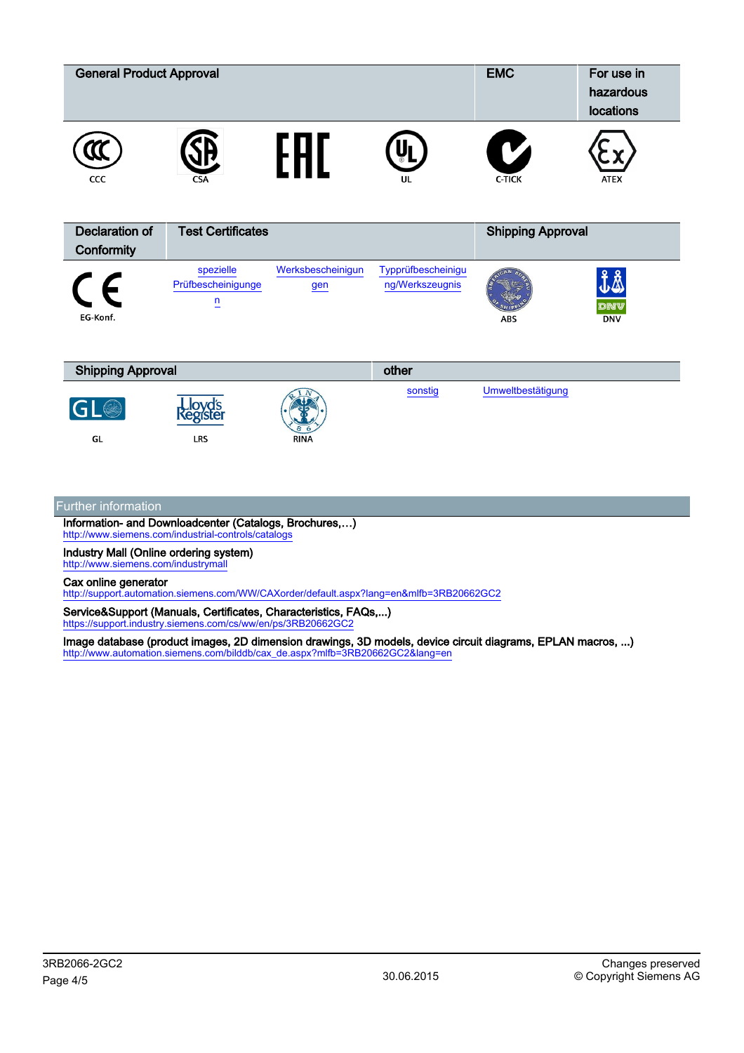| General Product Approval | | | | EMC | For use in hazardous locations |
|---|---|---|---|---|---|
| CCC | CSA | EAC | UL | C-TICK | ATEX |

| Declaration of Conformity | Test Certificates | | | Shipping Approval | |
|---|---|---|---|---|---|
| EG-Konf. | spezielle Prüfbescheinigungen | Werksbescheinigungen | Typprüfbescheinigung/Werkszeugnis | ABS | DNV |

| Shipping Approval | | | other | |
|---|---|---|---|---|
| GL | LRS | RINA | sonstig | Umweltbestätigung |

## Further information

**Information- and Downloadcenter (Catalogs, Brochures,…)**
http://www.siemens.com/industrial-controls/catalogs

**Industry Mall (Online ordering system)**
http://www.siemens.com/industrymall

**Cax online generator**
http://support.automation.siemens.com/WW/CAXorder/default.aspx?lang=en&mlfb=3RB20662GC2

**Service&Support (Manuals, Certificates, Characteristics, FAQs,...)**
https://support.industry.siemens.com/cs/ww/en/ps/3RB20662GC2

**Image database (product images, 2D dimension drawings, 3D models, device circuit diagrams, EPLAN macros, ...)**
http://www.automation.siemens.com/bilddb/cax_de.aspx?mlfb=3RB20662GC2&lang=en

3RB2066-2GC2

30.06.2015

Changes preserved
© Copyright Siemens AG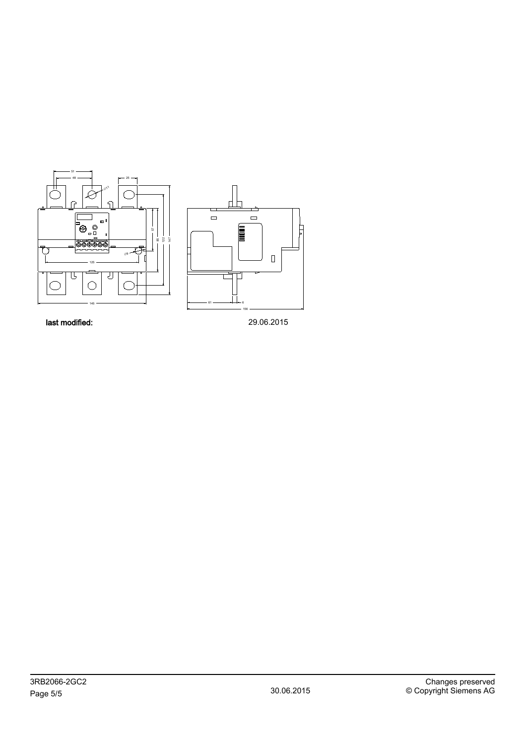51

48

25

⌀11

57

85

122

147

⌀9

125

145

61

6

156

**last modified:** 29.06.2015